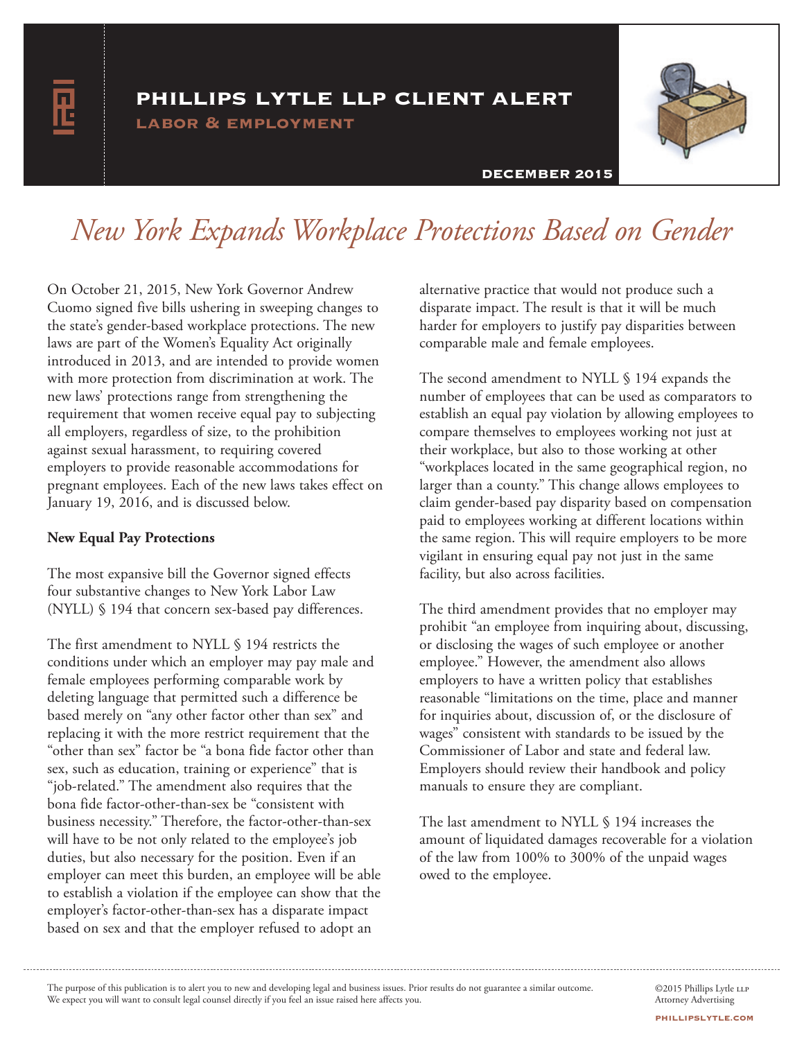**PHILLIPS LYTLE LLP CLIENT ALERT**

**LABOR & EMPLOYMENT**

**DECEMBER 2015**

# *New York Expands Workplace Protections Based on Gender*

On October 21, 2015, New York Governor Andrew Cuomo signed five bills ushering in sweeping changes to the state's gender-based workplace protections. The new laws are part of the Women's Equality Act originally introduced in 2013, and are intended to provide women with more protection from discrimination at work. The new laws' protections range from strengthening the requirement that women receive equal pay to subjecting all employers, regardless of size, to the prohibition against sexual harassment, to requiring covered employers to provide reasonable accommodations for pregnant employees. Each of the new laws takes effect on January 19, 2016, and is discussed below.

**New Equal Pay Protections**

The most expansive bill the Governor signed effects four substantive changes to New York Labor Law (NYLL) § 194 that concern sex-based pay differences.

The first amendment to NYLL § 194 restricts the conditions under which an employer may pay male and female employees performing comparable work by deleting language that permitted such a difference be based merely on "any other factor other than sex" and replacing it with the more restrict requirement that the "other than sex" factor be "a bona fide factor other than sex, such as education, training or experience" that is "job-related." The amendment also requires that the bona fide factor-other-than-sex be "consistent with business necessity." Therefore, the factor-other-than-sex will have to be not only related to the employee's job duties, but also necessary for the position. Even if an employer can meet this burden, an employee will be able to establish a violation if the employee can show that the employer's factor-other-than-sex has a disparate impact based on sex and that the employer refused to adopt an alternative practice that would not produce such a disparate impact. The result is that it will be much harder for employers to justify pay disparities between comparable male and female employees.

The second amendment to NYLL § 194 expands the number of employees that can be used as comparators to establish an equal pay violation by allowing employees to compare themselves to employees working not just at their workplace, but also to those working at other "workplaces located in the same geographical region, no larger than a county." This change allows employees to claim gender-based pay disparity based on compensation paid to employees working at different locations within the same region. This will require employers to be more vigilant in ensuring equal pay not just in the same facility, but also across facilities.

The third amendment provides that no employer may prohibit "an employee from inquiring about, discussing, or disclosing the wages of such employee or another employee." However, the amendment also allows employers to have a written policy that establishes reasonable "limitations on the time, place and manner for inquiries about, discussion of, or the disclosure of wages" consistent with standards to be issued by the Commissioner of Labor and state and federal law. Employers should review their handbook and policy manuals to ensure they are compliant.

The last amendment to NYLL § 194 increases the amount of liquidated damages recoverable for a violation of the law from 100% to 300% of the unpaid wages owed to the employee.

The purpose of this publication is to alert you to new and developing legal and business issues. Prior results do not guarantee a similar outcome. We expect you will want to consult legal counsel directly if you feel an issue raised here affects you.

©2015 Phillips Lytle LLP
Attorney Advertising

PHILLIPSLYTLE.COM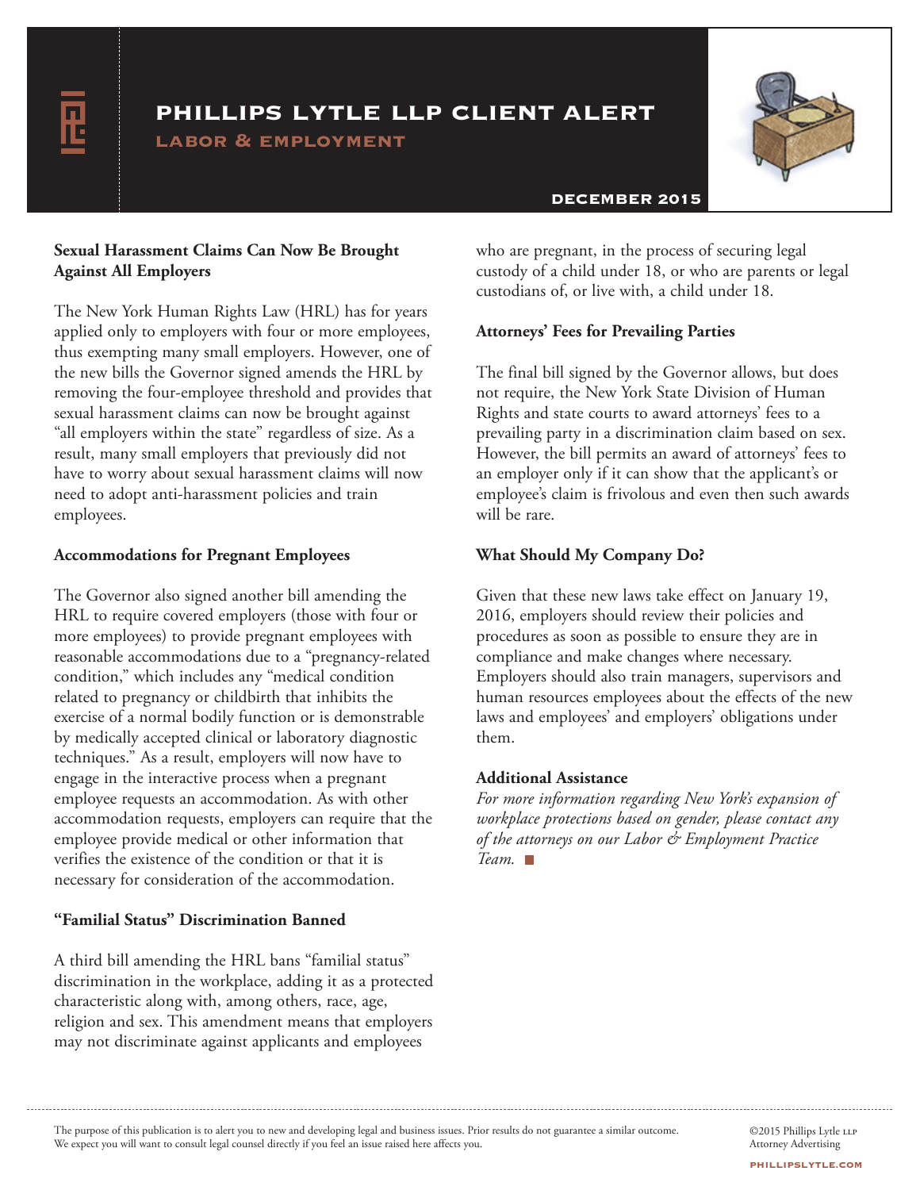### Sexual Harassment Claims Can Now Be Brought Against All Employers

The New York Human Rights Law (HRL) has for years applied only to employers with four or more employees, thus exempting many small employers. However, one of the new bills the Governor signed amends the HRL by removing the four-employee threshold and provides that sexual harassment claims can now be brought against "all employers within the state" regardless of size. As a result, many small employers that previously did not have to worry about sexual harassment claims will now need to adopt anti-harassment policies and train employees.

### Accommodations for Pregnant Employees

The Governor also signed another bill amending the HRL to require covered employers (those with four or more employees) to provide pregnant employees with reasonable accommodations due to a "pregnancy-related condition," which includes any "medical condition related to pregnancy or childbirth that inhibits the exercise of a normal bodily function or is demonstrable by medically accepted clinical or laboratory diagnostic techniques." As a result, employers will now have to engage in the interactive process when a pregnant employee requests an accommodation. As with other accommodation requests, employers can require that the employee provide medical or other information that verifies the existence of the condition or that it is necessary for consideration of the accommodation.

### "Familial Status" Discrimination Banned

A third bill amending the HRL bans "familial status" discrimination in the workplace, adding it as a protected characteristic along with, among others, race, age, religion and sex. This amendment means that employers may not discriminate against applicants and employees who are pregnant, in the process of securing legal custody of a child under 18, or who are parents or legal custodians of, or live with, a child under 18.

### Attorneys' Fees for Prevailing Parties

The final bill signed by the Governor allows, but does not require, the New York State Division of Human Rights and state courts to award attorneys' fees to a prevailing party in a discrimination claim based on sex. However, the bill permits an award of attorneys' fees to an employer only if it can show that the applicant's or employee's claim is frivolous and even then such awards will be rare.

### What Should My Company Do?

Given that these new laws take effect on January 19, 2016, employers should review their policies and procedures as soon as possible to ensure they are in compliance and make changes where necessary. Employers should also train managers, supervisors and human resources employees about the effects of the new laws and employees' and employers' obligations under them.

### Additional Assistance

*For more information regarding New York's expansion of workplace protections based on gender, please contact any of the attorneys on our Labor & Employment Practice Team.*

The purpose of this publication is to alert you to new and developing legal and business issues. Prior results do not guarantee a similar outcome. We expect you will want to consult legal counsel directly if you feel an issue raised here affects you.

©2015 Phillips Lytle LLP
Attorney Advertising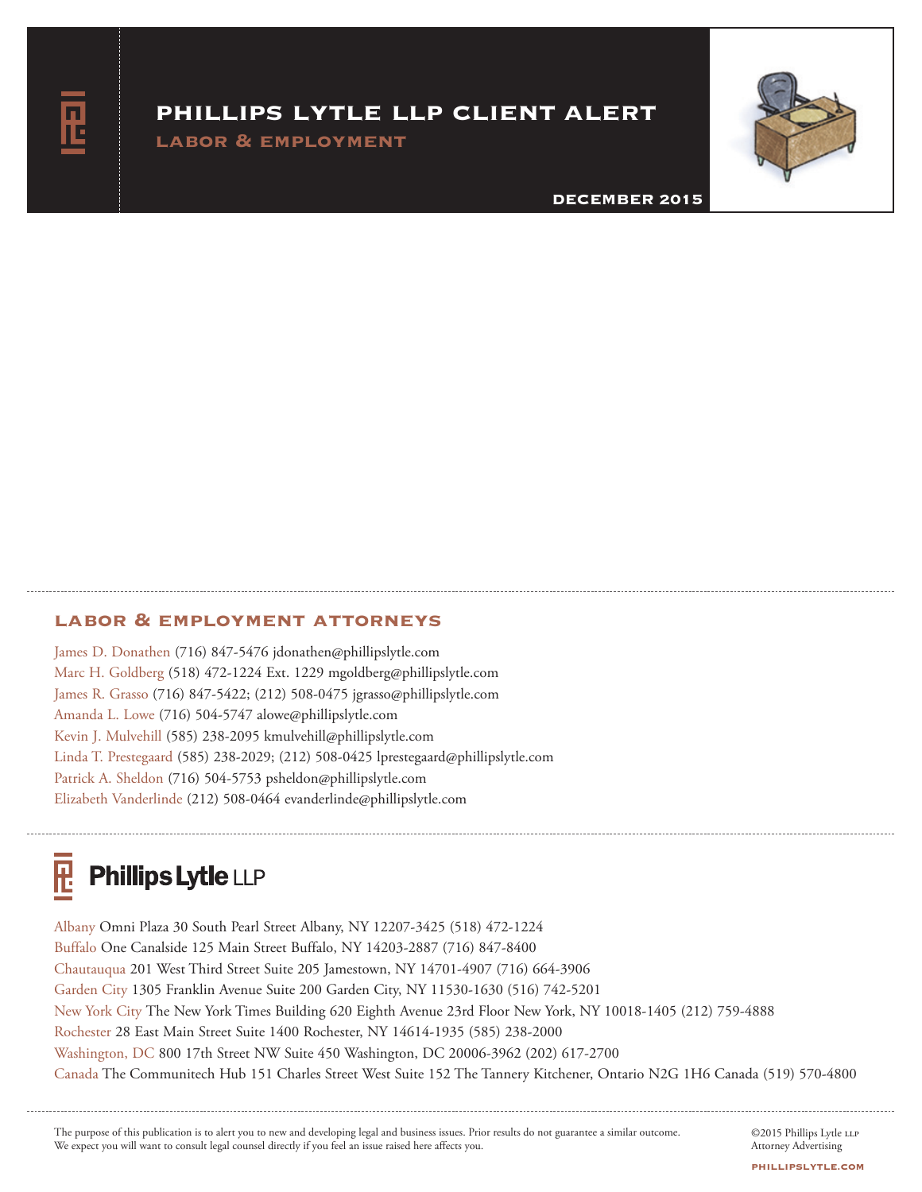# PHILLIPS LYTLE LLP CLIENT ALERT

## LABOR & EMPLOYMENT

DECEMBER 2015

## LABOR & EMPLOYMENT ATTORNEYS

James D. Donathen (716) 847-5476 jdonathen@phillipslytle.com
Marc H. Goldberg (518) 472-1224 Ext. 1229 mgoldberg@phillipslytle.com
James R. Grasso (716) 847-5422; (212) 508-0475 jgrasso@phillipslytle.com
Amanda L. Lowe (716) 504-5747 alowe@phillipslytle.com
Kevin J. Mulvehill (585) 238-2095 kmulvehill@phillipslytle.com
Linda T. Prestegaard (585) 238-2029; (212) 508-0425 lprestegaard@phillipslytle.com
Patrick A. Sheldon (716) 504-5753 psheldon@phillipslytle.com
Elizabeth Vanderlinde (212) 508-0464 evanderlinde@phillipslytle.com

**Phillips Lytle LLP**

Albany Omni Plaza 30 South Pearl Street Albany, NY 12207-3425 (518) 472-1224
Buffalo One Canalside 125 Main Street Buffalo, NY 14203-2887 (716) 847-8400
Chautauqua 201 West Third Street Suite 205 Jamestown, NY 14701-4907 (716) 664-3906
Garden City 1305 Franklin Avenue Suite 200 Garden City, NY 11530-1630 (516) 742-5201
New York City The New York Times Building 620 Eighth Avenue 23rd Floor New York, NY 10018-1405 (212) 759-4888
Rochester 28 East Main Street Suite 1400 Rochester, NY 14614-1935 (585) 238-2000
Washington, DC 800 17th Street NW Suite 450 Washington, DC 20006-3962 (202) 617-2700
Canada The Communitech Hub 151 Charles Street West Suite 152 The Tannery Kitchener, Ontario N2G 1H6 Canada (519) 570-4800

The purpose of this publication is to alert you to new and developing legal and business issues. Prior results do not guarantee a similar outcome. We expect you will want to consult legal counsel directly if you feel an issue raised here affects you.

©2015 Phillips Lytle LLP
Attorney Advertising

PHILLIPSLYTLE.COM